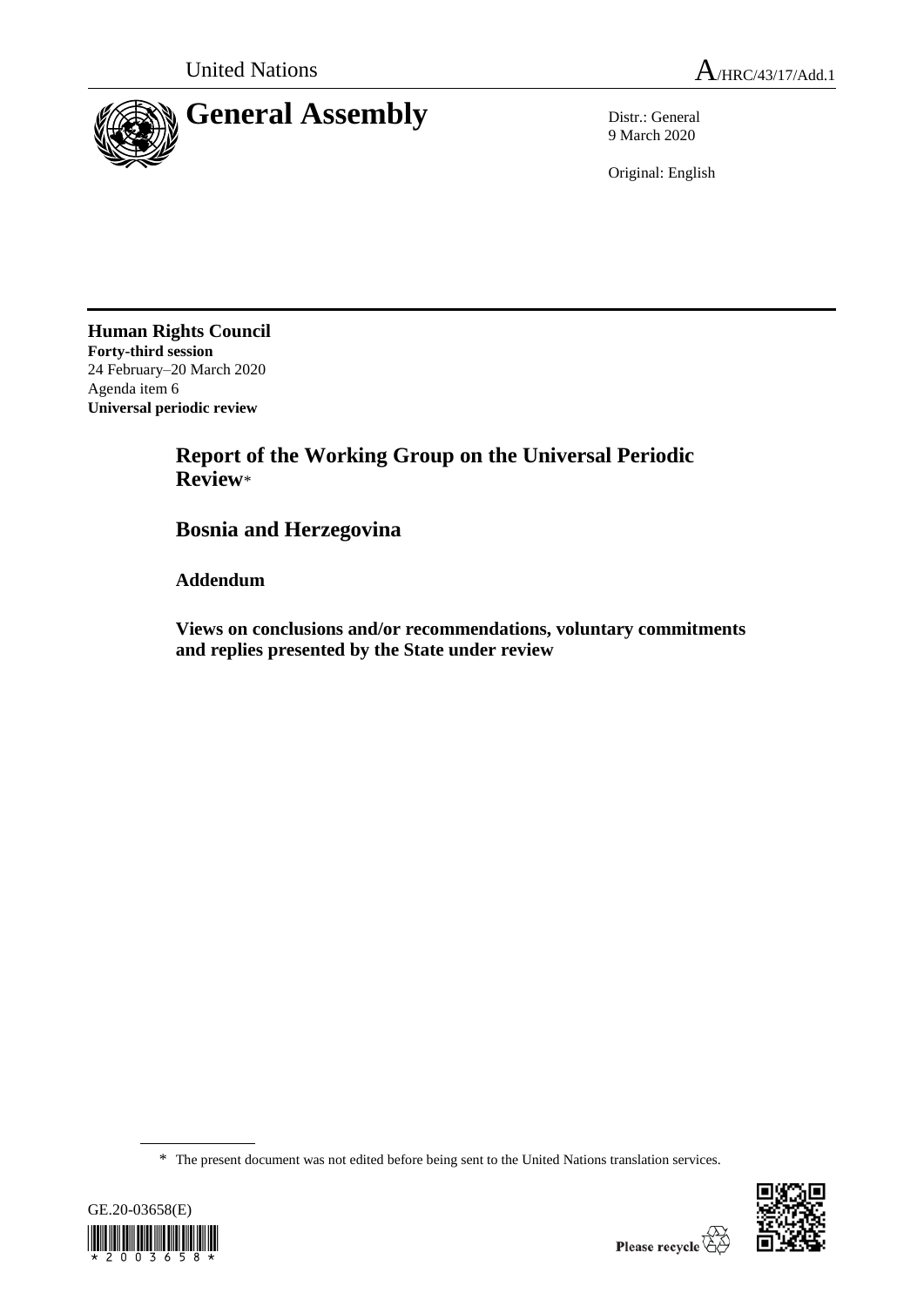United Nations

A/HRC/43/17/Add.1

# General Assembly

Distr.: General
9 March 2020

Original: English

**Human Rights Council**
**Forty-third session**
24 February–20 March 2020
Agenda item 6
**Universal periodic review**

## Report of the Working Group on the Universal Periodic Review*

## Bosnia and Herzegovina

### Addendum

### Views on conclusions and/or recommendations, voluntary commitments and replies presented by the State under review

\* The present document was not edited before being sent to the United Nations translation services.

GE.20-03658(E)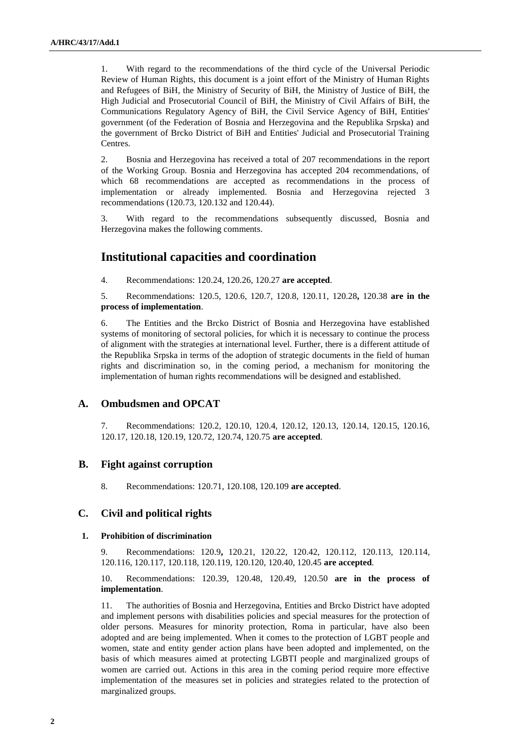1. With regard to the recommendations of the third cycle of the Universal Periodic Review of Human Rights, this document is a joint effort of the Ministry of Human Rights and Refugees of BiH, the Ministry of Security of BiH, the Ministry of Justice of BiH, the High Judicial and Prosecutorial Council of BiH, the Ministry of Civil Affairs of BiH, the Communications Regulatory Agency of BiH, the Civil Service Agency of BiH, Entities' government (of the Federation of Bosnia and Herzegovina and the Republika Srpska) and the government of Brcko District of BiH and Entities' Judicial and Prosecutorial Training Centres.

2. Bosnia and Herzegovina has received a total of 207 recommendations in the report of the Working Group. Bosnia and Herzegovina has accepted 204 recommendations, of which 68 recommendations are accepted as recommendations in the process of implementation or already implemented. Bosnia and Herzegovina rejected 3 recommendations (120.73, 120.132 and 120.44).

3. With regard to the recommendations subsequently discussed, Bosnia and Herzegovina makes the following comments.

# Institutional capacities and coordination

4. Recommendations: 120.24, 120.26, 120.27 **are accepted**.

5. Recommendations: 120.5, 120.6, 120.7, 120.8, 120.11, 120.28**,** 120.38 **are in the process of implementation**.

6. The Entities and the Brcko District of Bosnia and Herzegovina have established systems of monitoring of sectoral policies, for which it is necessary to continue the process of alignment with the strategies at international level. Further, there is a different attitude of the Republika Srpska in terms of the adoption of strategic documents in the field of human rights and discrimination so, in the coming period, a mechanism for monitoring the implementation of human rights recommendations will be designed and established.

## A. Ombudsmen and OPCAT

7. Recommendations: 120.2, 120.10, 120.4, 120.12, 120.13, 120.14, 120.15, 120.16, 120.17, 120.18, 120.19, 120.72, 120.74, 120.75 **are accepted**.

## B. Fight against corruption

8. Recommendations: 120.71, 120.108, 120.109 **are accepted**.

## C. Civil and political rights

### 1. Prohibition of discrimination

9. Recommendations: 120.9**,** 120.21, 120.22, 120.42, 120.112, 120.113, 120.114, 120.116, 120.117, 120.118, 120.119, 120.120, 120.40, 120.45 **are accepted**.

10. Recommendations: 120.39, 120.48, 120.49, 120.50 **are in the process of implementation**.

11. The authorities of Bosnia and Herzegovina, Entities and Brcko District have adopted and implement persons with disabilities policies and special measures for the protection of older persons. Measures for minority protection, Roma in particular, have also been adopted and are being implemented. When it comes to the protection of LGBT people and women, state and entity gender action plans have been adopted and implemented, on the basis of which measures aimed at protecting LGBTI people and marginalized groups of women are carried out. Actions in this area in the coming period require more effective implementation of the measures set in policies and strategies related to the protection of marginalized groups.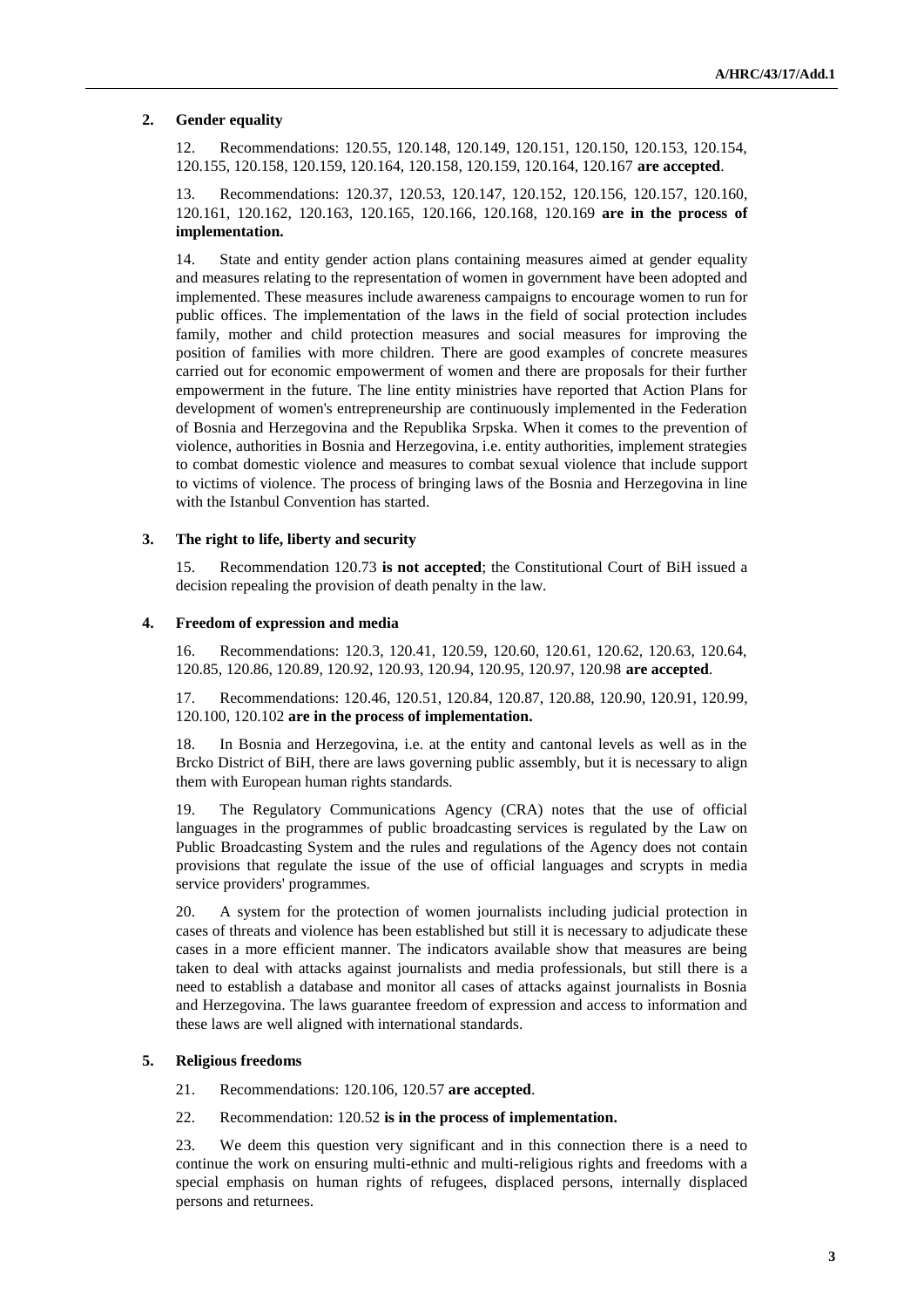## 2. Gender equality

12. Recommendations: 120.55, 120.148, 120.149, 120.151, 120.150, 120.153, 120.154, 120.155, 120.158, 120.159, 120.164, 120.158, 120.159, 120.164, 120.167 **are accepted**.

13. Recommendations: 120.37, 120.53, 120.147, 120.152, 120.156, 120.157, 120.160, 120.161, 120.162, 120.163, 120.165, 120.166, 120.168, 120.169 **are in the process of implementation.**

14. State and entity gender action plans containing measures aimed at gender equality and measures relating to the representation of women in government have been adopted and implemented. These measures include awareness campaigns to encourage women to run for public offices. The implementation of the laws in the field of social protection includes family, mother and child protection measures and social measures for improving the position of families with more children. There are good examples of concrete measures carried out for economic empowerment of women and there are proposals for their further empowerment in the future. The line entity ministries have reported that Action Plans for development of women's entrepreneurship are continuously implemented in the Federation of Bosnia and Herzegovina and the Republika Srpska. When it comes to the prevention of violence, authorities in Bosnia and Herzegovina, i.e. entity authorities, implement strategies to combat domestic violence and measures to combat sexual violence that include support to victims of violence. The process of bringing laws of the Bosnia and Herzegovina in line with the Istanbul Convention has started.

## 3. The right to life, liberty and security

15. Recommendation 120.73 **is not accepted**; the Constitutional Court of BiH issued a decision repealing the provision of death penalty in the law.

## 4. Freedom of expression and media

16. Recommendations: 120.3, 120.41, 120.59, 120.60, 120.61, 120.62, 120.63, 120.64, 120.85, 120.86, 120.89, 120.92, 120.93, 120.94, 120.95, 120.97, 120.98 **are accepted**.

17. Recommendations: 120.46, 120.51, 120.84, 120.87, 120.88, 120.90, 120.91, 120.99, 120.100, 120.102 **are in the process of implementation.**

18. In Bosnia and Herzegovina, i.e. at the entity and cantonal levels as well as in the Brcko District of BiH, there are laws governing public assembly, but it is necessary to align them with European human rights standards.

19. The Regulatory Communications Agency (CRA) notes that the use of official languages in the programmes of public broadcasting services is regulated by the Law on Public Broadcasting System and the rules and regulations of the Agency does not contain provisions that regulate the issue of the use of official languages and scrypts in media service providers' programmes.

20. A system for the protection of women journalists including judicial protection in cases of threats and violence has been established but still it is necessary to adjudicate these cases in a more efficient manner. The indicators available show that measures are being taken to deal with attacks against journalists and media professionals, but still there is a need to establish a database and monitor all cases of attacks against journalists in Bosnia and Herzegovina. The laws guarantee freedom of expression and access to information and these laws are well aligned with international standards.

## 5. Religious freedoms

21. Recommendations: 120.106, 120.57 **are accepted**.

22. Recommendation: 120.52 **is in the process of implementation.**

23. We deem this question very significant and in this connection there is a need to continue the work on ensuring multi-ethnic and multi-religious rights and freedoms with a special emphasis on human rights of refugees, displaced persons, internally displaced persons and returnees.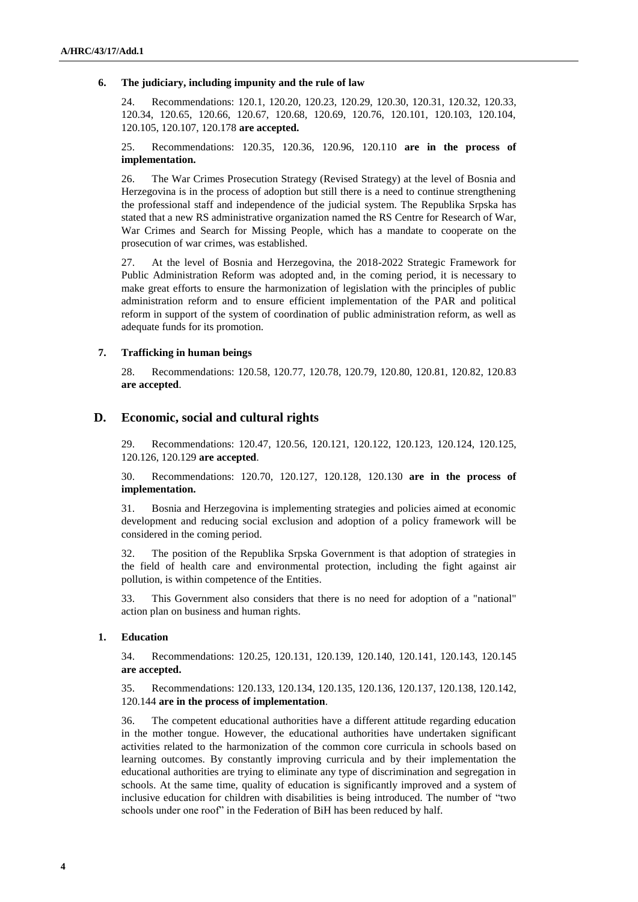### 6. The judiciary, including impunity and the rule of law

24. Recommendations: 120.1, 120.20, 120.23, 120.29, 120.30, 120.31, 120.32, 120.33, 120.34, 120.65, 120.66, 120.67, 120.68, 120.69, 120.76, 120.101, 120.103, 120.104, 120.105, 120.107, 120.178 **are accepted.**

25. Recommendations: 120.35, 120.36, 120.96, 120.110 **are in the process of implementation.**

26. The War Crimes Prosecution Strategy (Revised Strategy) at the level of Bosnia and Herzegovina is in the process of adoption but still there is a need to continue strengthening the professional staff and independence of the judicial system. The Republika Srpska has stated that a new RS administrative organization named the RS Centre for Research of War, War Crimes and Search for Missing People, which has a mandate to cooperate on the prosecution of war crimes, was established.

27. At the level of Bosnia and Herzegovina, the 2018-2022 Strategic Framework for Public Administration Reform was adopted and, in the coming period, it is necessary to make great efforts to ensure the harmonization of legislation with the principles of public administration reform and to ensure efficient implementation of the PAR and political reform in support of the system of coordination of public administration reform, as well as adequate funds for its promotion.

### 7. Trafficking in human beings

28. Recommendations: 120.58, 120.77, 120.78, 120.79, 120.80, 120.81, 120.82, 120.83 **are accepted**.

## D. Economic, social and cultural rights

29. Recommendations: 120.47, 120.56, 120.121, 120.122, 120.123, 120.124, 120.125, 120.126, 120.129 **are accepted**.

30. Recommendations: 120.70, 120.127, 120.128, 120.130 **are in the process of implementation.**

31. Bosnia and Herzegovina is implementing strategies and policies aimed at economic development and reducing social exclusion and adoption of a policy framework will be considered in the coming period.

32. The position of the Republika Srpska Government is that adoption of strategies in the field of health care and environmental protection, including the fight against air pollution, is within competence of the Entities.

33. This Government also considers that there is no need for adoption of a "national" action plan on business and human rights.

### 1. Education

34. Recommendations: 120.25, 120.131, 120.139, 120.140, 120.141, 120.143, 120.145 **are accepted.**

35. Recommendations: 120.133, 120.134, 120.135, 120.136, 120.137, 120.138, 120.142, 120.144 **are in the process of implementation**.

36. The competent educational authorities have a different attitude regarding education in the mother tongue. However, the educational authorities have undertaken significant activities related to the harmonization of the common core curricula in schools based on learning outcomes. By constantly improving curricula and by their implementation the educational authorities are trying to eliminate any type of discrimination and segregation in schools. At the same time, quality of education is significantly improved and a system of inclusive education for children with disabilities is being introduced. The number of "two schools under one roof" in the Federation of BiH has been reduced by half.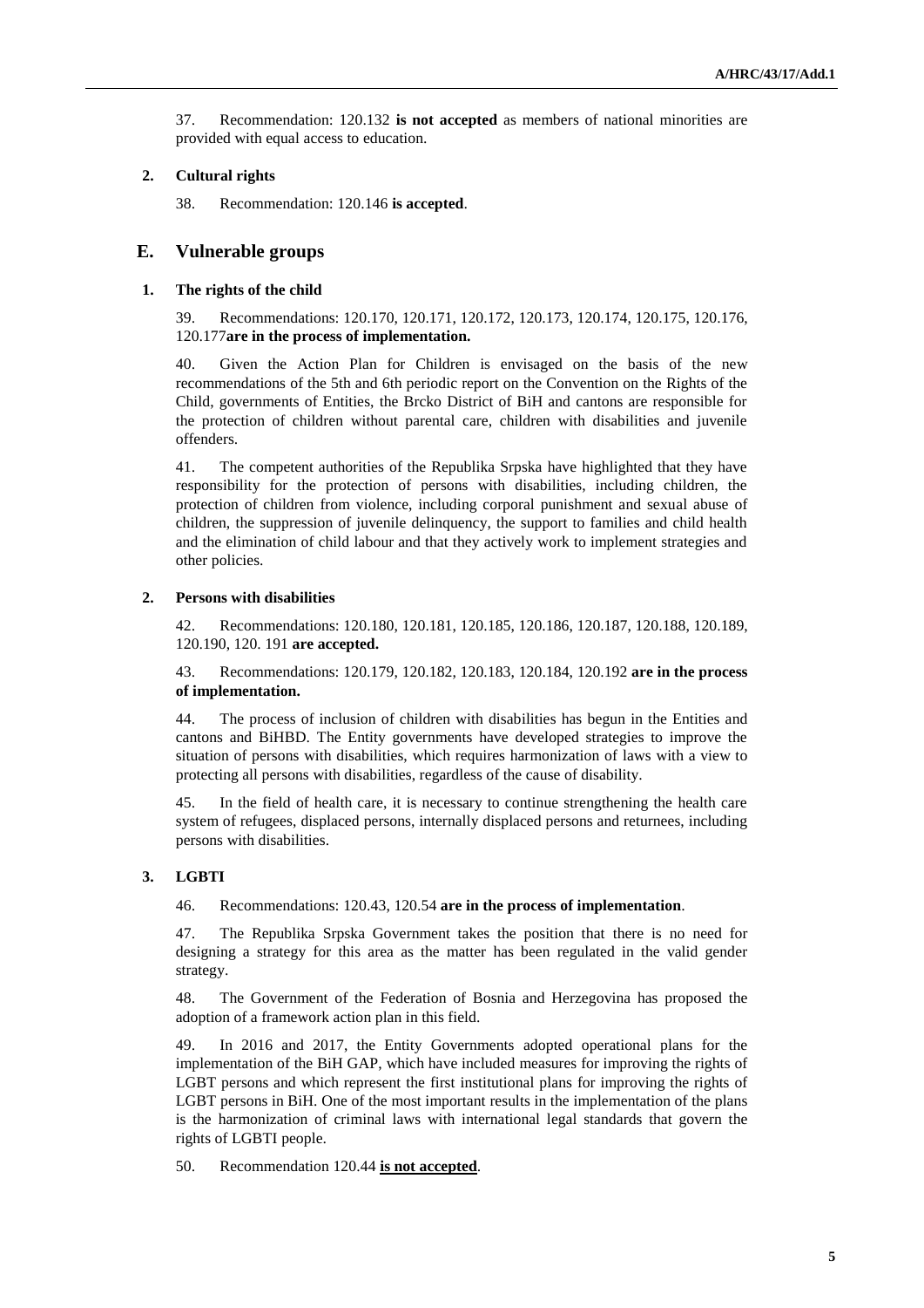37. Recommendation: 120.132 **is not accepted** as members of national minorities are provided with equal access to education.

### 2. Cultural rights

38. Recommendation: 120.146 **is accepted**.

## E. Vulnerable groups

### 1. The rights of the child

39. Recommendations: 120.170, 120.171, 120.172, 120.173, 120.174, 120.175, 120.176, 120.177**are in the process of implementation.**

40. Given the Action Plan for Children is envisaged on the basis of the new recommendations of the 5th and 6th periodic report on the Convention on the Rights of the Child, governments of Entities, the Brcko District of BiH and cantons are responsible for the protection of children without parental care, children with disabilities and juvenile offenders.

41. The competent authorities of the Republika Srpska have highlighted that they have responsibility for the protection of persons with disabilities, including children, the protection of children from violence, including corporal punishment and sexual abuse of children, the suppression of juvenile delinquency, the support to families and child health and the elimination of child labour and that they actively work to implement strategies and other policies.

### 2. Persons with disabilities

42. Recommendations: 120.180, 120.181, 120.185, 120.186, 120.187, 120.188, 120.189, 120.190, 120. 191 **are accepted.**

43. Recommendations: 120.179, 120.182, 120.183, 120.184, 120.192 **are in the process of implementation.**

44. The process of inclusion of children with disabilities has begun in the Entities and cantons and BiHBD. The Entity governments have developed strategies to improve the situation of persons with disabilities, which requires harmonization of laws with a view to protecting all persons with disabilities, regardless of the cause of disability.

45. In the field of health care, it is necessary to continue strengthening the health care system of refugees, displaced persons, internally displaced persons and returnees, including persons with disabilities.

### 3. LGBTI

46. Recommendations: 120.43, 120.54 **are in the process of implementation**.

47. The Republika Srpska Government takes the position that there is no need for designing a strategy for this area as the matter has been regulated in the valid gender strategy.

48. The Government of the Federation of Bosnia and Herzegovina has proposed the adoption of a framework action plan in this field.

49. In 2016 and 2017, the Entity Governments adopted operational plans for the implementation of the BiH GAP, which have included measures for improving the rights of LGBT persons and which represent the first institutional plans for improving the rights of LGBT persons in BiH. One of the most important results in the implementation of the plans is the harmonization of criminal laws with international legal standards that govern the rights of LGBTI people.

50. Recommendation 120.44 **is not accepted**.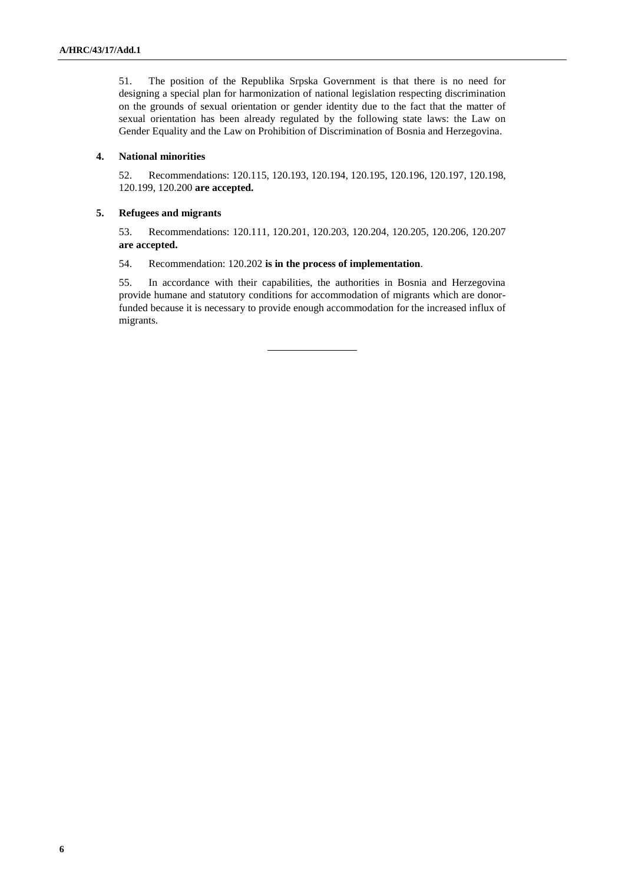51. The position of the Republika Srpska Government is that there is no need for designing a special plan for harmonization of national legislation respecting discrimination on the grounds of sexual orientation or gender identity due to the fact that the matter of sexual orientation has been already regulated by the following state laws: the Law on Gender Equality and the Law on Prohibition of Discrimination of Bosnia and Herzegovina.

### 4. National minorities

52. Recommendations: 120.115, 120.193, 120.194, 120.195, 120.196, 120.197, 120.198, 120.199, 120.200 **are accepted.**

### 5. Refugees and migrants

53. Recommendations: 120.111, 120.201, 120.203, 120.204, 120.205, 120.206, 120.207 **are accepted.**

54. Recommendation: 120.202 **is in the process of implementation**.

55. In accordance with their capabilities, the authorities in Bosnia and Herzegovina provide humane and statutory conditions for accommodation of migrants which are donor-funded because it is necessary to provide enough accommodation for the increased influx of migrants.